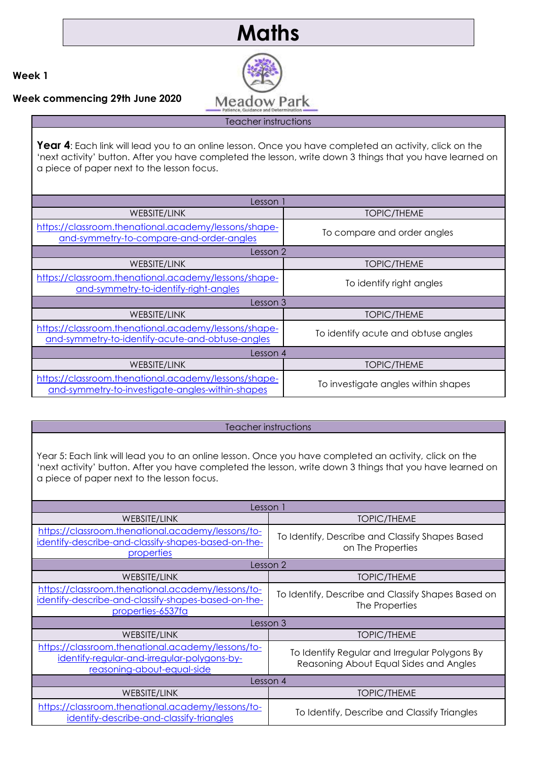# Maths

**Week 1**

**Week commencing 29th June 2020**

Meadow Park
Patience, Guidance and Determination

| Teacher instructions |
|---|
| **Year 4**: Each link will lead you to an online lesson. Once you have completed an activity, click on the 'next activity' button. After you have completed the lesson, write down 3 things that you have learned on a piece of paper next to the lesson focus. |

| Lesson 1 | |
|---|---|
| WEBSITE/LINK | TOPIC/THEME |
| https://classroom.thenational.academy/lessons/shape-and-symmetry-to-compare-and-order-angles | To compare and order angles |
| **Lesson 2** | |
| WEBSITE/LINK | TOPIC/THEME |
| https://classroom.thenational.academy/lessons/shape-and-symmetry-to-identify-right-angles | To identify right angles |
| **Lesson 3** | |
| WEBSITE/LINK | TOPIC/THEME |
| https://classroom.thenational.academy/lessons/shape-and-symmetry-to-identify-acute-and-obtuse-angles | To identify acute and obtuse angles |
| **Lesson 4** | |
| WEBSITE/LINK | TOPIC/THEME |
| https://classroom.thenational.academy/lessons/shape-and-symmetry-to-investigate-angles-within-shapes | To investigate angles within shapes |

| Teacher instructions |
|---|
| Year 5: Each link will lead you to an online lesson. Once you have completed an activity, click on the 'next activity' button. After you have completed the lesson, write down 3 things that you have learned on a piece of paper next to the lesson focus. |

| Lesson 1 | |
|---|---|
| WEBSITE/LINK | TOPIC/THEME |
| https://classroom.thenational.academy/lessons/to-identify-describe-and-classify-shapes-based-on-the-properties | To Identify, Describe and Classify Shapes Based on The Properties |
| **Lesson 2** | |
| WEBSITE/LINK | TOPIC/THEME |
| https://classroom.thenational.academy/lessons/to-identify-describe-and-classify-shapes-based-on-the-properties-6537fa | To Identify, Describe and Classify Shapes Based on The Properties |
| **Lesson 3** | |
| WEBSITE/LINK | TOPIC/THEME |
| https://classroom.thenational.academy/lessons/to-identify-regular-and-irregular-polygons-by-reasoning-about-equal-side | To Identify Regular and Irregular Polygons By Reasoning About Equal Sides and Angles |
| **Lesson 4** | |
| WEBSITE/LINK | TOPIC/THEME |
| https://classroom.thenational.academy/lessons/to-identify-describe-and-classify-triangles | To Identify, Describe and Classify Triangles |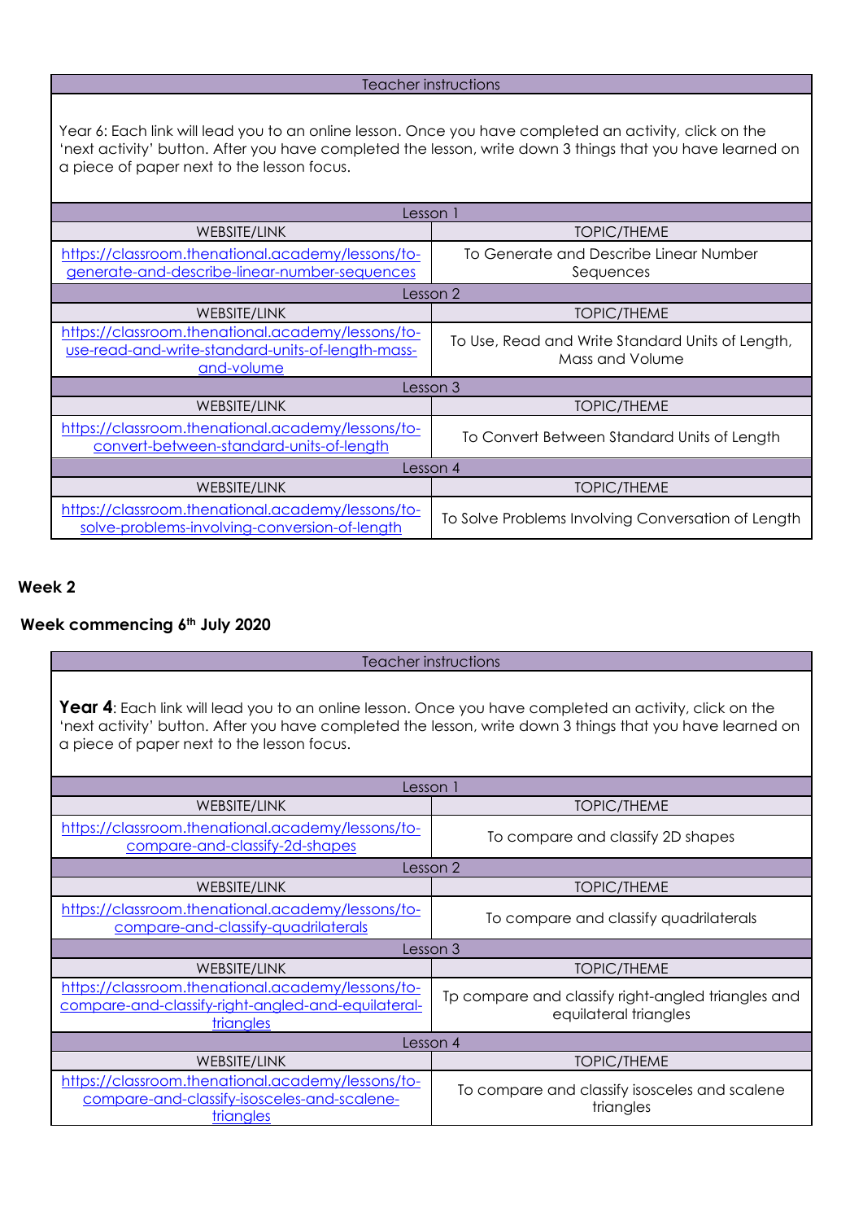| Teacher instructions | |
|---|---|
| Year 6: Each link will lead you to an online lesson. Once you have completed an activity, click on the 'next activity' button. After you have completed the lesson, write down 3 things that you have learned on a piece of paper next to the lesson focus. | |
| **Lesson 1** | |
| WEBSITE/LINK | TOPIC/THEME |
| https://classroom.thenational.academy/lessons/to-generate-and-describe-linear-number-sequences | To Generate and Describe Linear Number Sequences |
| **Lesson 2** | |
| WEBSITE/LINK | TOPIC/THEME |
| https://classroom.thenational.academy/lessons/to-use-read-and-write-standard-units-of-length-mass-and-volume | To Use, Read and Write Standard Units of Length, Mass and Volume |
| **Lesson 3** | |
| WEBSITE/LINK | TOPIC/THEME |
| https://classroom.thenational.academy/lessons/to-convert-between-standard-units-of-length | To Convert Between Standard Units of Length |
| **Lesson 4** | |
| WEBSITE/LINK | TOPIC/THEME |
| https://classroom.thenational.academy/lessons/to-solve-problems-involving-conversion-of-length | To Solve Problems Involving Conversation of Length |

**Week 2**

**Week commencing 6th July 2020**

| Teacher instructions | |
|---|---|
| **Year 4**: Each link will lead you to an online lesson. Once you have completed an activity, click on the 'next activity' button. After you have completed the lesson, write down 3 things that you have learned on a piece of paper next to the lesson focus. | |
| **Lesson 1** | |
| WEBSITE/LINK | TOPIC/THEME |
| https://classroom.thenational.academy/lessons/to-compare-and-classify-2d-shapes | To compare and classify 2D shapes |
| **Lesson 2** | |
| WEBSITE/LINK | TOPIC/THEME |
| https://classroom.thenational.academy/lessons/to-compare-and-classify-quadrilaterals | To compare and classify quadrilaterals |
| **Lesson 3** | |
| WEBSITE/LINK | TOPIC/THEME |
| https://classroom.thenational.academy/lessons/to-compare-and-classify-right-angled-and-equilateral-triangles | Tp compare and classify right-angled triangles and equilateral triangles |
| **Lesson 4** | |
| WEBSITE/LINK | TOPIC/THEME |
| https://classroom.thenational.academy/lessons/to-compare-and-classify-isosceles-and-scalene-triangles | To compare and classify isosceles and scalene triangles |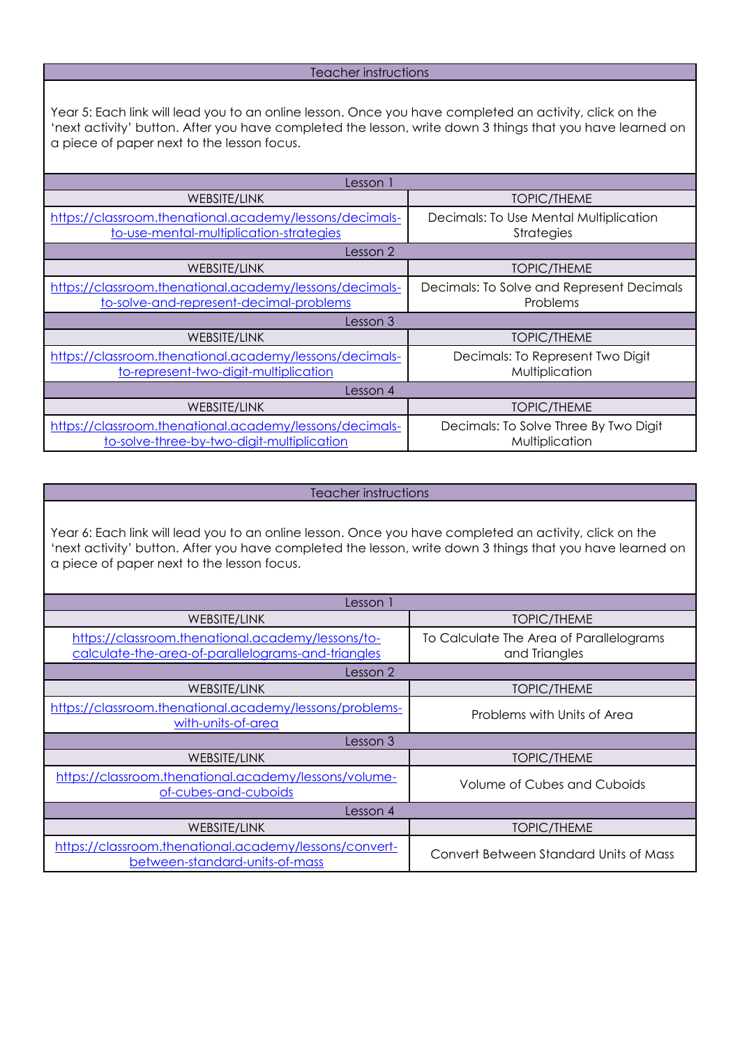| Teacher instructions | |
|---|---|
| Year 5: Each link will lead you to an online lesson. Once you have completed an activity, click on the 'next activity' button. After you have completed the lesson, write down 3 things that you have learned on a piece of paper next to the lesson focus. | |
| **Lesson 1** | |
| WEBSITE/LINK | TOPIC/THEME |
| [https://classroom.thenational.academy/lessons/decimals-to-use-mental-multiplication-strategies](https://classroom.thenational.academy/lessons/decimals-to-use-mental-multiplication-strategies) | Decimals: To Use Mental Multiplication Strategies |
| **Lesson 2** | |
| WEBSITE/LINK | TOPIC/THEME |
| [https://classroom.thenational.academy/lessons/decimals-to-solve-and-represent-decimal-problems](https://classroom.thenational.academy/lessons/decimals-to-solve-and-represent-decimal-problems) | Decimals: To Solve and Represent Decimals Problems |
| **Lesson 3** | |
| WEBSITE/LINK | TOPIC/THEME |
| [https://classroom.thenational.academy/lessons/decimals-to-represent-two-digit-multiplication](https://classroom.thenational.academy/lessons/decimals-to-represent-two-digit-multiplication) | Decimals: To Represent Two Digit Multiplication |
| **Lesson 4** | |
| WEBSITE/LINK | TOPIC/THEME |
| [https://classroom.thenational.academy/lessons/decimals-to-solve-three-by-two-digit-multiplication](https://classroom.thenational.academy/lessons/decimals-to-solve-three-by-two-digit-multiplication) | Decimals: To Solve Three By Two Digit Multiplication |

| Teacher instructions | |
|---|---|
| Year 6: Each link will lead you to an online lesson. Once you have completed an activity, click on the 'next activity' button. After you have completed the lesson, write down 3 things that you have learned on a piece of paper next to the lesson focus. | |
| **Lesson 1** | |
| WEBSITE/LINK | TOPIC/THEME |
| [https://classroom.thenational.academy/lessons/to-calculate-the-area-of-parallelograms-and-triangles](https://classroom.thenational.academy/lessons/to-calculate-the-area-of-parallelograms-and-triangles) | To Calculate The Area of Parallelograms and Triangles |
| **Lesson 2** | |
| WEBSITE/LINK | TOPIC/THEME |
| [https://classroom.thenational.academy/lessons/problems-with-units-of-area](https://classroom.thenational.academy/lessons/problems-with-units-of-area) | Problems with Units of Area |
| **Lesson 3** | |
| WEBSITE/LINK | TOPIC/THEME |
| [https://classroom.thenational.academy/lessons/volume-of-cubes-and-cuboids](https://classroom.thenational.academy/lessons/volume-of-cubes-and-cuboids) | Volume of Cubes and Cuboids |
| **Lesson 4** | |
| WEBSITE/LINK | TOPIC/THEME |
| [https://classroom.thenational.academy/lessons/convert-between-standard-units-of-mass](https://classroom.thenational.academy/lessons/convert-between-standard-units-of-mass) | Convert Between Standard Units of Mass |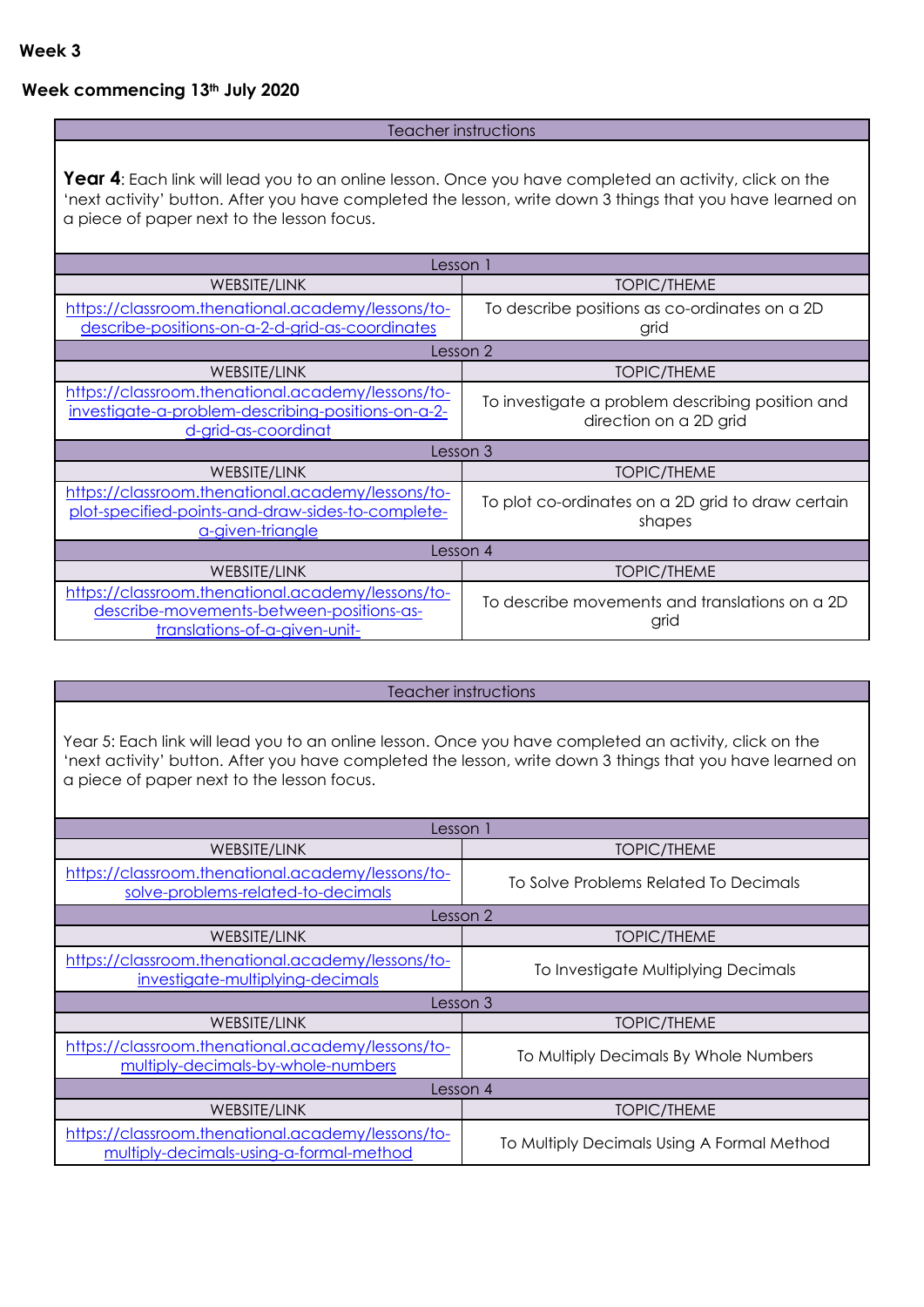**Week 3**

**Week commencing 13th July 2020**

| Teacher instructions | |
|---|---|
| **Year 4**: Each link will lead you to an online lesson. Once you have completed an activity, click on the 'next activity' button. After you have completed the lesson, write down 3 things that you have learned on a piece of paper next to the lesson focus. | |
| Lesson 1 | |
| WEBSITE/LINK | TOPIC/THEME |
| https://classroom.thenational.academy/lessons/to-describe-positions-on-a-2-d-grid-as-coordinates | To describe positions as co-ordinates on a 2D grid |
| Lesson 2 | |
| WEBSITE/LINK | TOPIC/THEME |
| https://classroom.thenational.academy/lessons/to-investigate-a-problem-describing-positions-on-a-2-d-grid-as-coordinat | To investigate a problem describing position and direction on a 2D grid |
| Lesson 3 | |
| WEBSITE/LINK | TOPIC/THEME |
| https://classroom.thenational.academy/lessons/to-plot-specified-points-and-draw-sides-to-complete-a-given-triangle | To plot co-ordinates on a 2D grid to draw certain shapes |
| Lesson 4 | |
| WEBSITE/LINK | TOPIC/THEME |
| https://classroom.thenational.academy/lessons/to-describe-movements-between-positions-as-translations-of-a-given-unit- | To describe movements and translations on a 2D grid |

| Teacher instructions | |
|---|---|
| Year 5: Each link will lead you to an online lesson. Once you have completed an activity, click on the 'next activity' button. After you have completed the lesson, write down 3 things that you have learned on a piece of paper next to the lesson focus. | |
| Lesson 1 | |
| WEBSITE/LINK | TOPIC/THEME |
| https://classroom.thenational.academy/lessons/to-solve-problems-related-to-decimals | To Solve Problems Related To Decimals |
| Lesson 2 | |
| WEBSITE/LINK | TOPIC/THEME |
| https://classroom.thenational.academy/lessons/to-investigate-multiplying-decimals | To Investigate Multiplying Decimals |
| Lesson 3 | |
| WEBSITE/LINK | TOPIC/THEME |
| https://classroom.thenational.academy/lessons/to-multiply-decimals-by-whole-numbers | To Multiply Decimals By Whole Numbers |
| Lesson 4 | |
| WEBSITE/LINK | TOPIC/THEME |
| https://classroom.thenational.academy/lessons/to-multiply-decimals-using-a-formal-method | To Multiply Decimals Using A Formal Method |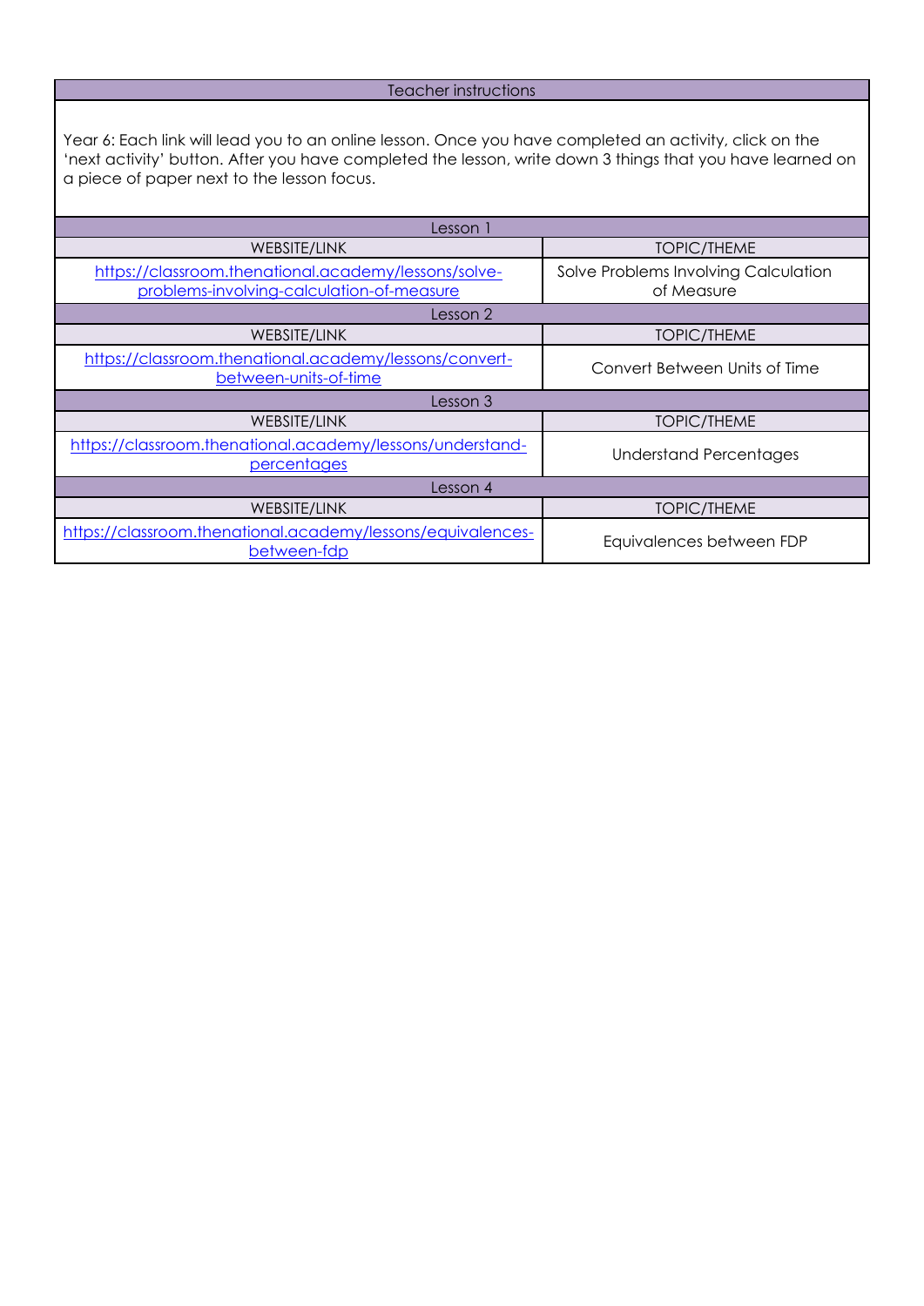| Teacher instructions | |
| --- | --- |
| Year 6: Each link will lead you to an online lesson. Once you have completed an activity, click on the 'next activity' button. After you have completed the lesson, write down 3 things that you have learned on a piece of paper next to the lesson focus. | |
| **Lesson 1** | |
| WEBSITE/LINK | TOPIC/THEME |
| https://classroom.thenational.academy/lessons/solve-problems-involving-calculation-of-measure | Solve Problems Involving Calculation of Measure |
| **Lesson 2** | |
| WEBSITE/LINK | TOPIC/THEME |
| https://classroom.thenational.academy/lessons/convert-between-units-of-time | Convert Between Units of Time |
| **Lesson 3** | |
| WEBSITE/LINK | TOPIC/THEME |
| https://classroom.thenational.academy/lessons/understand-percentages | Understand Percentages |
| **Lesson 4** | |
| WEBSITE/LINK | TOPIC/THEME |
| https://classroom.thenational.academy/lessons/equivalences-between-fdp | Equivalences between FDP |